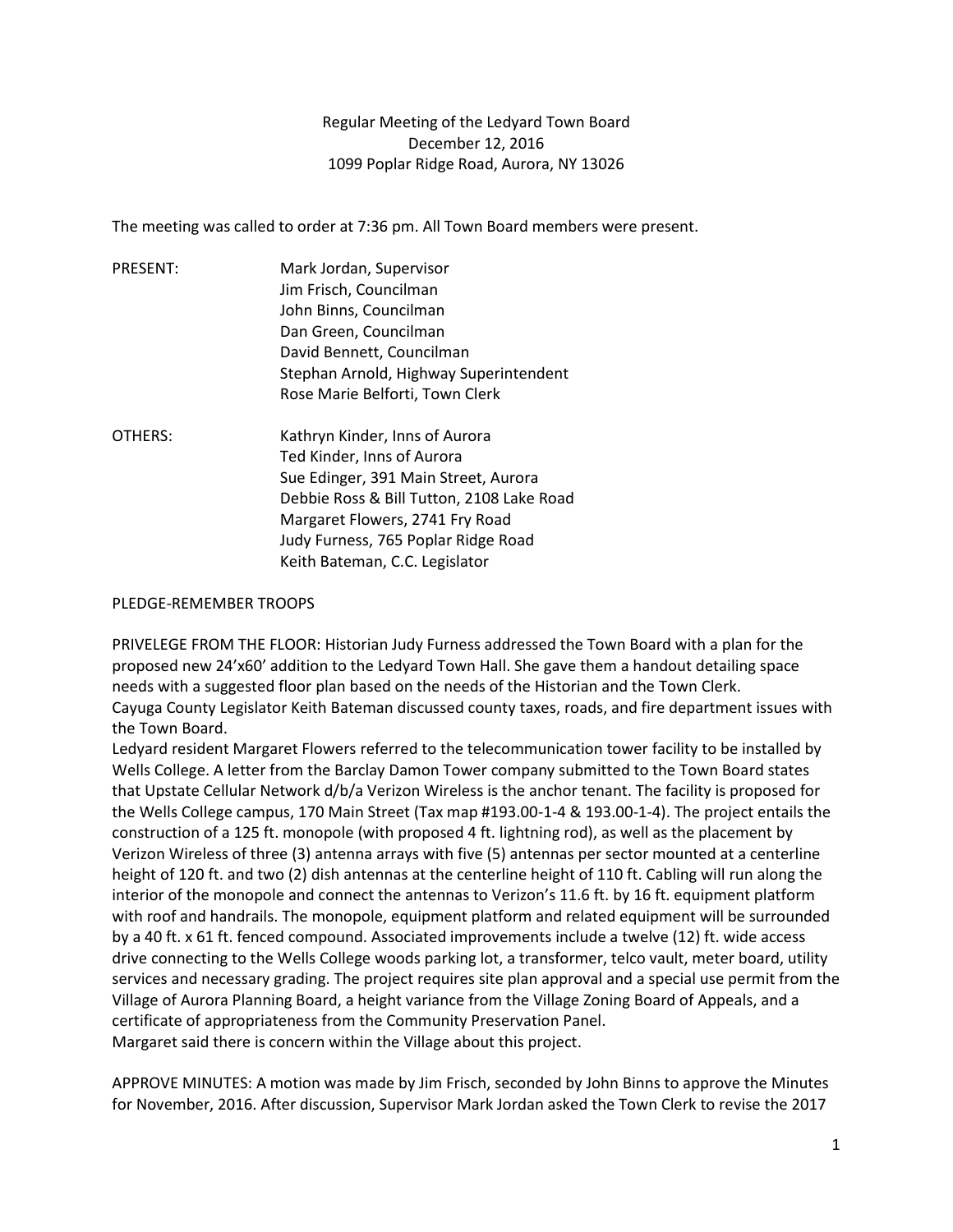Regular Meeting of the Ledyard Town Board
December 12, 2016
1099 Poplar Ridge Road, Aurora, NY 13026

The meeting was called to order at 7:36 pm. All Town Board members were present.

PRESENT: Mark Jordan, Supervisor
Jim Frisch, Councilman
John Binns, Councilman
Dan Green, Councilman
David Bennett, Councilman
Stephan Arnold, Highway Superintendent
Rose Marie Belforti, Town Clerk

OTHERS: Kathryn Kinder, Inns of Aurora
Ted Kinder, Inns of Aurora
Sue Edinger, 391 Main Street, Aurora
Debbie Ross & Bill Tutton, 2108 Lake Road
Margaret Flowers, 2741 Fry Road
Judy Furness, 765 Poplar Ridge Road
Keith Bateman, C.C. Legislator

PLEDGE-REMEMBER TROOPS

PRIVELEGE FROM THE FLOOR: Historian Judy Furness addressed the Town Board with a plan for the proposed new 24'x60' addition to the Ledyard Town Hall. She gave them a handout detailing space needs with a suggested floor plan based on the needs of the Historian and the Town Clerk.
Cayuga County Legislator Keith Bateman discussed county taxes, roads, and fire department issues with the Town Board.
Ledyard resident Margaret Flowers referred to the telecommunication tower facility to be installed by Wells College. A letter from the Barclay Damon Tower company submitted to the Town Board states that Upstate Cellular Network d/b/a Verizon Wireless is the anchor tenant. The facility is proposed for the Wells College campus, 170 Main Street (Tax map #193.00-1-4 & 193.00-1-4). The project entails the construction of a 125 ft. monopole (with proposed 4 ft. lightning rod), as well as the placement by Verizon Wireless of three (3) antenna arrays with five (5) antennas per sector mounted at a centerline height of 120 ft. and two (2) dish antennas at the centerline height of 110 ft. Cabling will run along the interior of the monopole and connect the antennas to Verizon's 11.6 ft. by 16 ft. equipment platform with roof and handrails. The monopole, equipment platform and related equipment will be surrounded by a 40 ft. x 61 ft. fenced compound. Associated improvements include a twelve (12) ft. wide access drive connecting to the Wells College woods parking lot, a transformer, telco vault, meter board, utility services and necessary grading. The project requires site plan approval and a special use permit from the Village of Aurora Planning Board, a height variance from the Village Zoning Board of Appeals, and a certificate of appropriateness from the Community Preservation Panel.
Margaret said there is concern within the Village about this project.

APPROVE MINUTES: A motion was made by Jim Frisch, seconded by John Binns to approve the Minutes for November, 2016. After discussion, Supervisor Mark Jordan asked the Town Clerk to revise the 2017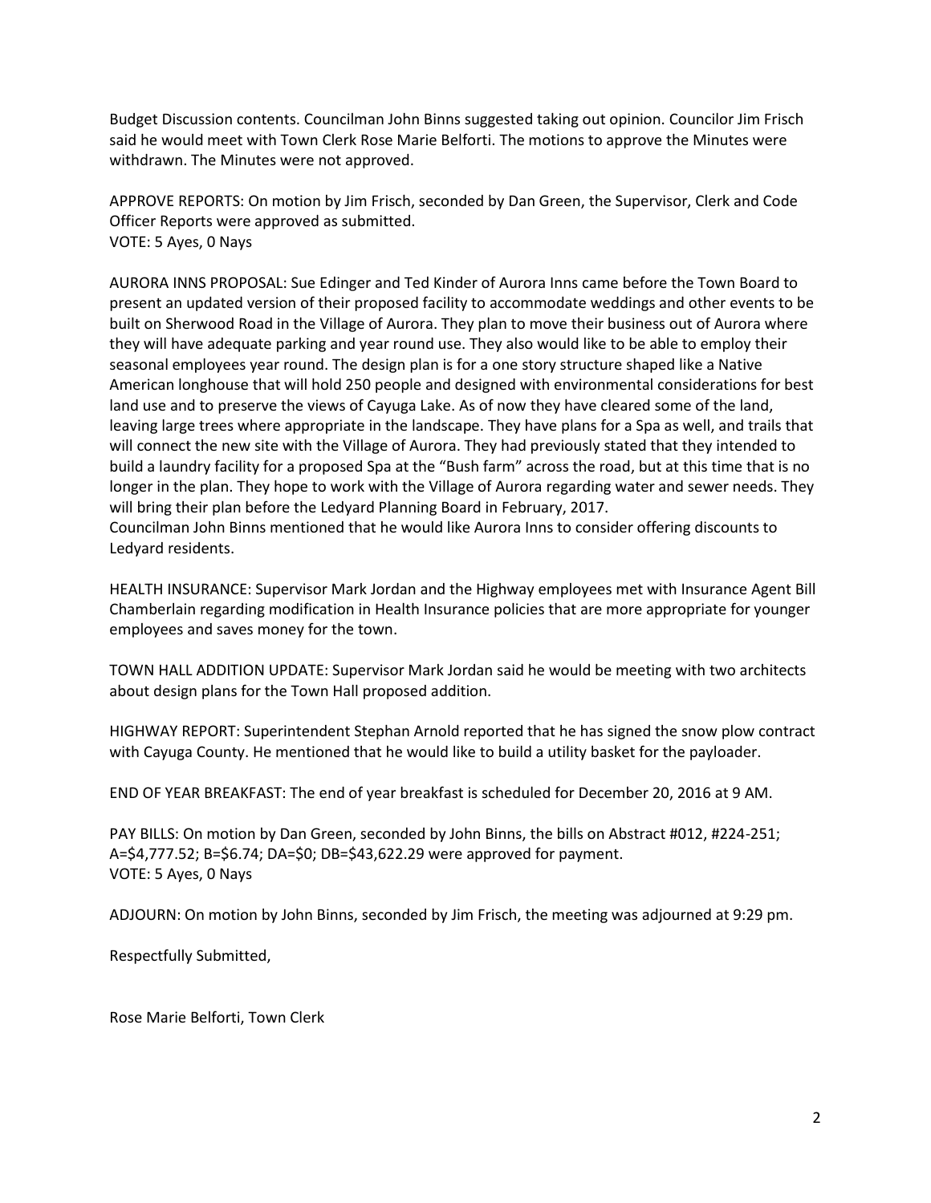Budget Discussion contents. Councilman John Binns suggested taking out opinion. Councilor Jim Frisch said he would meet with Town Clerk Rose Marie Belforti. The motions to approve the Minutes were withdrawn. The Minutes were not approved.

APPROVE REPORTS: On motion by Jim Frisch, seconded by Dan Green, the Supervisor, Clerk and Code Officer Reports were approved as submitted.
VOTE: 5 Ayes, 0 Nays

AURORA INNS PROPOSAL: Sue Edinger and Ted Kinder of Aurora Inns came before the Town Board to present an updated version of their proposed facility to accommodate weddings and other events to be built on Sherwood Road in the Village of Aurora. They plan to move their business out of Aurora where they will have adequate parking and year round use. They also would like to be able to employ their seasonal employees year round. The design plan is for a one story structure shaped like a Native American longhouse that will hold 250 people and designed with environmental considerations for best land use and to preserve the views of Cayuga Lake. As of now they have cleared some of the land, leaving large trees where appropriate in the landscape. They have plans for a Spa as well, and trails that will connect the new site with the Village of Aurora. They had previously stated that they intended to build a laundry facility for a proposed Spa at the "Bush farm" across the road, but at this time that is no longer in the plan. They hope to work with the Village of Aurora regarding water and sewer needs. They will bring their plan before the Ledyard Planning Board in February, 2017.
Councilman John Binns mentioned that he would like Aurora Inns to consider offering discounts to Ledyard residents.

HEALTH INSURANCE: Supervisor Mark Jordan and the Highway employees met with Insurance Agent Bill Chamberlain regarding modification in Health Insurance policies that are more appropriate for younger employees and saves money for the town.

TOWN HALL ADDITION UPDATE: Supervisor Mark Jordan said he would be meeting with two architects about design plans for the Town Hall proposed addition.

HIGHWAY REPORT: Superintendent Stephan Arnold reported that he has signed the snow plow contract with Cayuga County. He mentioned that he would like to build a utility basket for the payloader.

END OF YEAR BREAKFAST: The end of year breakfast is scheduled for December 20, 2016 at 9 AM.

PAY BILLS: On motion by Dan Green, seconded by John Binns, the bills on Abstract #012, #224-251; A=$4,777.52; B=$6.74; DA=$0; DB=$43,622.29 were approved for payment.
VOTE: 5 Ayes, 0 Nays

ADJOURN: On motion by John Binns, seconded by Jim Frisch, the meeting was adjourned at 9:29 pm.

Respectfully Submitted,

Rose Marie Belforti, Town Clerk